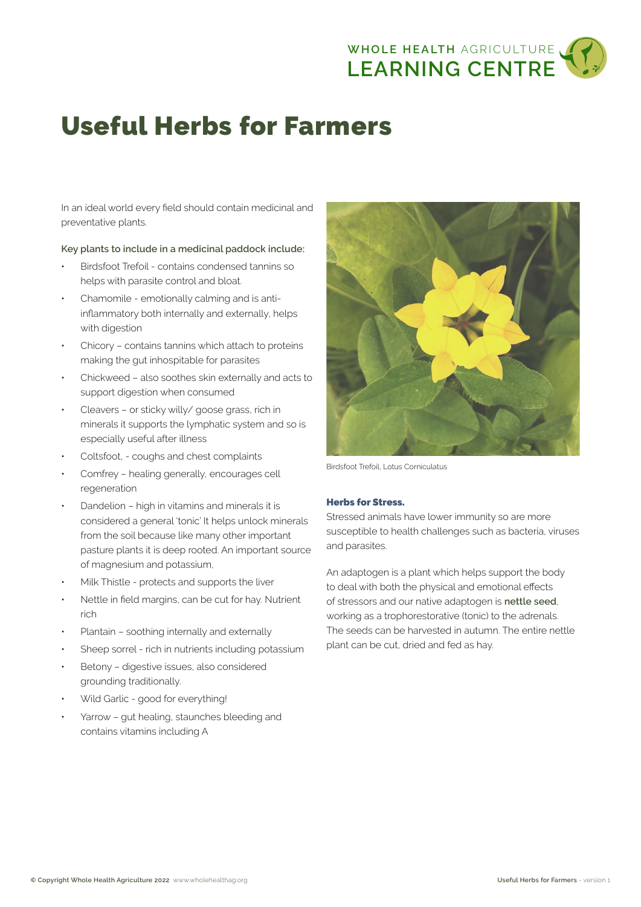WHOLE HEALTH AGRICULTURE
LEARNING CENTRE

# Useful Herbs for Farmers

In an ideal world every field should contain medicinal and preventative plants.

**Key plants to include in a medicinal paddock include:**

- Birdsfoot Trefoil - contains condensed tannins so helps with parasite control and bloat.
- Chamomile - emotionally calming and is anti-inflammatory both internally and externally, helps with digestion
- Chicory – contains tannins which attach to proteins making the gut inhospitable for parasites
- Chickweed – also soothes skin externally and acts to support digestion when consumed
- Cleavers – or sticky willy/ goose grass, rich in minerals it supports the lymphatic system and so is especially useful after illness
- Coltsfoot, - coughs and chest complaints
- Comfrey – healing generally, encourages cell regeneration
- Dandelion – high in vitamins and minerals it is considered a general 'tonic' It helps unlock minerals from the soil because like many other important pasture plants it is deep rooted. An important source of magnesium and potassium,
- Milk Thistle - protects and supports the liver
- Nettle in field margins, can be cut for hay. Nutrient rich
- Plantain – soothing internally and externally
- Sheep sorrel - rich in nutrients including potassium
- Betony – digestive issues, also considered grounding traditionally.
- Wild Garlic - good for everything!
- Yarrow – gut healing, staunches bleeding and contains vitamins including A

Birdsfoot Trefoil, Lotus Corniculatus

**Herbs for Stress.**

Stressed animals have lower immunity so are more susceptible to health challenges such as bacteria, viruses and parasites.

An adaptogen is a plant which helps support the body to deal with both the physical and emotional effects of stressors and our native adaptogen is **nettle seed**, working as a trophorestorative (tonic) to the adrenals. The seeds can be harvested in autumn. The entire nettle plant can be cut, dried and fed as hay.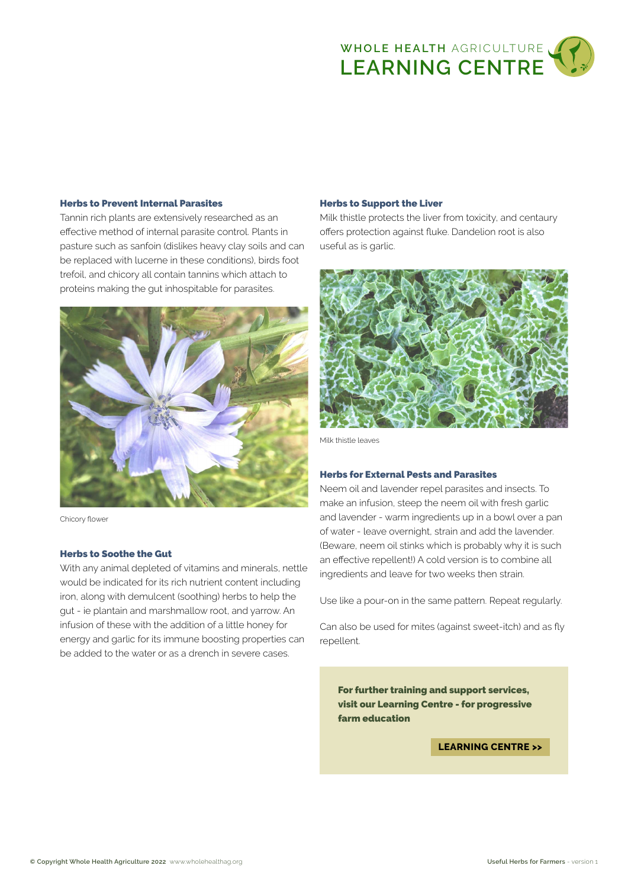### Herbs to Prevent Internal Parasites

Tannin rich plants are extensively researched as an effective method of internal parasite control. Plants in pasture such as sanfoin (dislikes heavy clay soils and can be replaced with lucerne in these conditions), birds foot trefoil, and chicory all contain tannins which attach to proteins making the gut inhospitable for parasites.

Chicory flower

### Herbs to Soothe the Gut

With any animal depleted of vitamins and minerals, nettle would be indicated for its rich nutrient content including iron, along with demulcent (soothing) herbs to help the gut - ie plantain and marshmallow root, and yarrow. An infusion of these with the addition of a little honey for energy and garlic for its immune boosting properties can be added to the water or as a drench in severe cases.

### Herbs to Support the Liver

Milk thistle protects the liver from toxicity, and centaury offers protection against fluke. Dandelion root is also useful as is garlic.

Milk thistle leaves

### Herbs for External Pests and Parasites

Neem oil and lavender repel parasites and insects. To make an infusion, steep the neem oil with fresh garlic and lavender - warm ingredients up in a bowl over a pan of water - leave overnight, strain and add the lavender. (Beware, neem oil stinks which is probably why it is such an effective repellent!) A cold version is to combine all ingredients and leave for two weeks then strain.

Use like a pour-on in the same pattern. Repeat regularly.

Can also be used for mites (against sweet-itch) and as fly repellent.

**For further training and support services, visit our Learning Centre - for progressive farm education**

**LEARNING CENTRE >>**